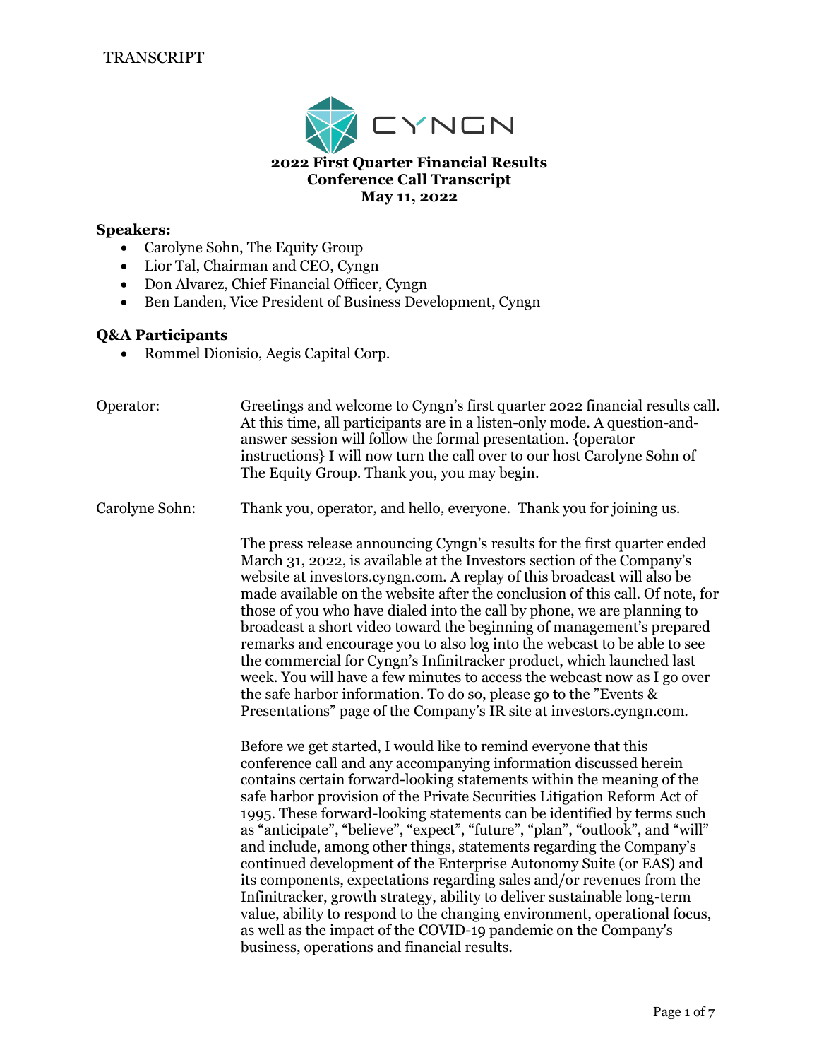TRANSCRIPT

CYNGN

**2022 First Quarter Financial Results**
**Conference Call Transcript**
**May 11, 2022**

**Speakers:**

- Carolyne Sohn, The Equity Group
- Lior Tal, Chairman and CEO, Cyngn
- Don Alvarez, Chief Financial Officer, Cyngn
- Ben Landen, Vice President of Business Development, Cyngn

**Q&A Participants**

- Rommel Dionisio, Aegis Capital Corp.

Operator: Greetings and welcome to Cyngn's first quarter 2022 financial results call. At this time, all participants are in a listen-only mode. A question-and-answer session will follow the formal presentation. {operator instructions} I will now turn the call over to our host Carolyne Sohn of The Equity Group. Thank you, you may begin.

Carolyne Sohn: Thank you, operator, and hello, everyone. Thank you for joining us.

The press release announcing Cyngn's results for the first quarter ended March 31, 2022, is available at the Investors section of the Company's website at investors.cyngn.com. A replay of this broadcast will also be made available on the website after the conclusion of this call. Of note, for those of you who have dialed into the call by phone, we are planning to broadcast a short video toward the beginning of management's prepared remarks and encourage you to also log into the webcast to be able to see the commercial for Cyngn's Infinitracker product, which launched last week. You will have a few minutes to access the webcast now as I go over the safe harbor information. To do so, please go to the "Events & Presentations" page of the Company's IR site at investors.cyngn.com.

Before we get started, I would like to remind everyone that this conference call and any accompanying information discussed herein contains certain forward-looking statements within the meaning of the safe harbor provision of the Private Securities Litigation Reform Act of 1995. These forward-looking statements can be identified by terms such as "anticipate", "believe", "expect", "future", "plan", "outlook", and "will" and include, among other things, statements regarding the Company's continued development of the Enterprise Autonomy Suite (or EAS) and its components, expectations regarding sales and/or revenues from the Infinitracker, growth strategy, ability to deliver sustainable long-term value, ability to respond to the changing environment, operational focus, as well as the impact of the COVID-19 pandemic on the Company's business, operations and financial results.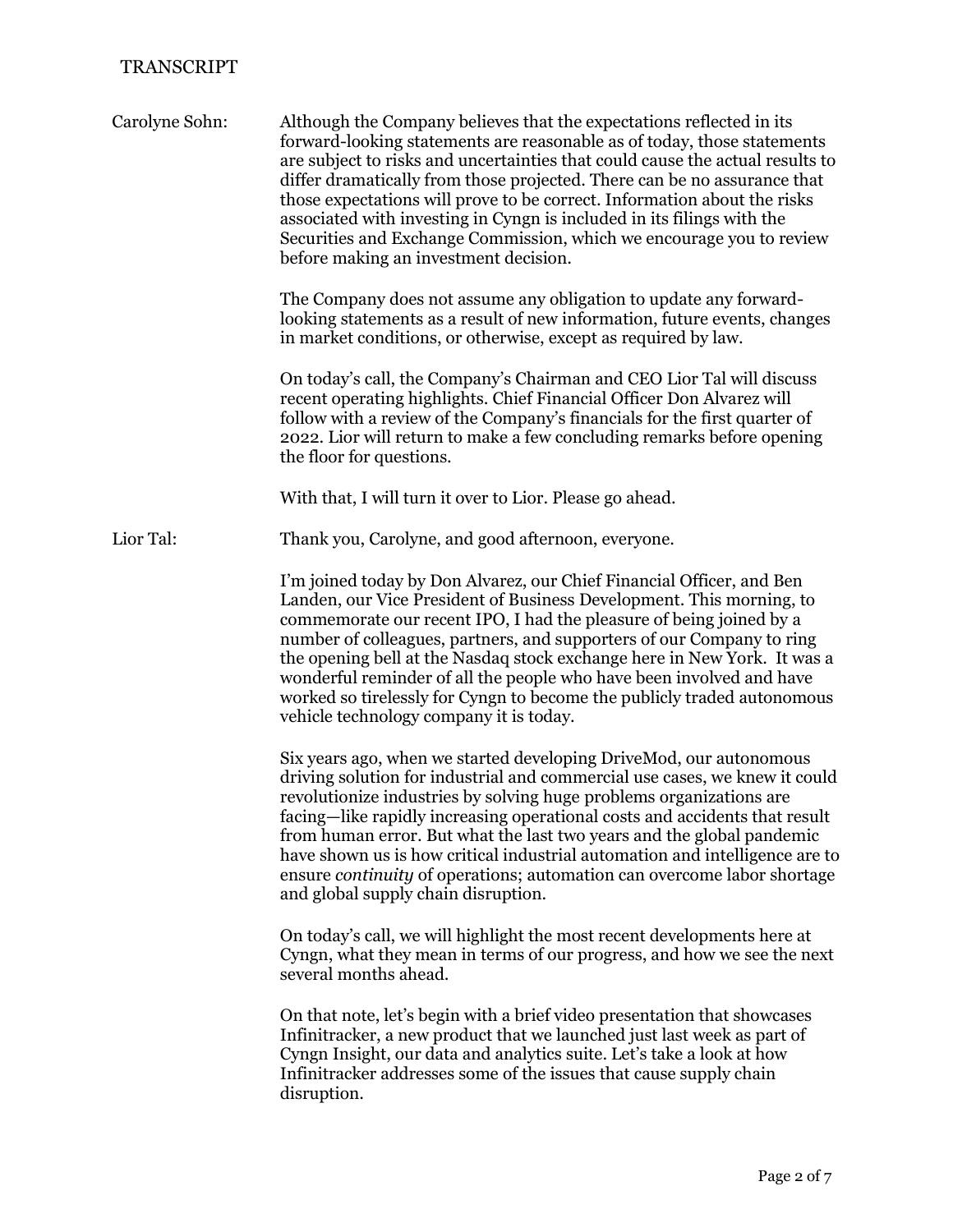TRANSCRIPT

**Carolyne Sohn:** Although the Company believes that the expectations reflected in its forward-looking statements are reasonable as of today, those statements are subject to risks and uncertainties that could cause the actual results to differ dramatically from those projected. There can be no assurance that those expectations will prove to be correct. Information about the risks associated with investing in Cyngn is included in its filings with the Securities and Exchange Commission, which we encourage you to review before making an investment decision.

The Company does not assume any obligation to update any forward-looking statements as a result of new information, future events, changes in market conditions, or otherwise, except as required by law.

On today's call, the Company's Chairman and CEO Lior Tal will discuss recent operating highlights. Chief Financial Officer Don Alvarez will follow with a review of the Company's financials for the first quarter of 2022. Lior will return to make a few concluding remarks before opening the floor for questions.

With that, I will turn it over to Lior. Please go ahead.

**Lior Tal:** Thank you, Carolyne, and good afternoon, everyone.

I'm joined today by Don Alvarez, our Chief Financial Officer, and Ben Landen, our Vice President of Business Development. This morning, to commemorate our recent IPO, I had the pleasure of being joined by a number of colleagues, partners, and supporters of our Company to ring the opening bell at the Nasdaq stock exchange here in New York. It was a wonderful reminder of all the people who have been involved and have worked so tirelessly for Cyngn to become the publicly traded autonomous vehicle technology company it is today.

Six years ago, when we started developing DriveMod, our autonomous driving solution for industrial and commercial use cases, we knew it could revolutionize industries by solving huge problems organizations are facing—like rapidly increasing operational costs and accidents that result from human error. But what the last two years and the global pandemic have shown us is how critical industrial automation and intelligence are to ensure *continuity* of operations; automation can overcome labor shortage and global supply chain disruption.

On today's call, we will highlight the most recent developments here at Cyngn, what they mean in terms of our progress, and how we see the next several months ahead.

On that note, let's begin with a brief video presentation that showcases Infinitracker, a new product that we launched just last week as part of Cyngn Insight, our data and analytics suite. Let's take a look at how Infinitracker addresses some of the issues that cause supply chain disruption.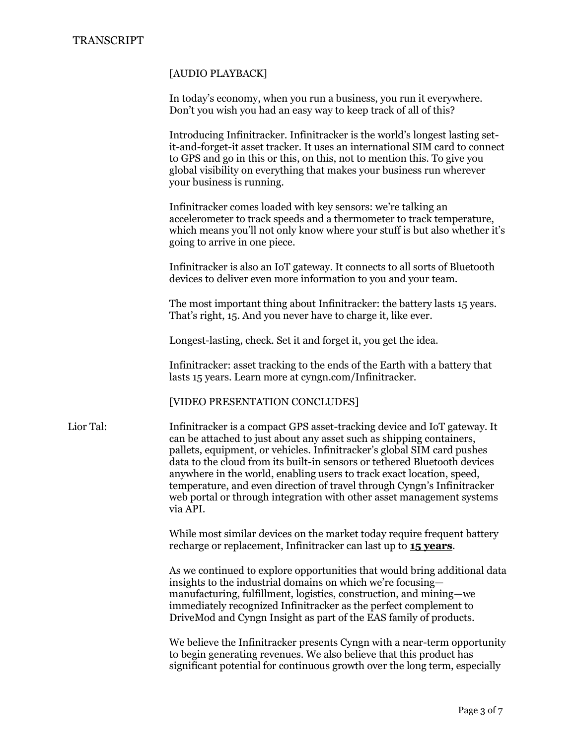TRANSCRIPT

[AUDIO PLAYBACK]

In today's economy, when you run a business, you run it everywhere. Don't you wish you had an easy way to keep track of all of this?

Introducing Infinitracker. Infinitracker is the world's longest lasting set-it-and-forget-it asset tracker. It uses an international SIM card to connect to GPS and go in this or this, on this, not to mention this. To give you global visibility on everything that makes your business run wherever your business is running.

Infinitracker comes loaded with key sensors: we're talking an accelerometer to track speeds and a thermometer to track temperature, which means you'll not only know where your stuff is but also whether it's going to arrive in one piece.

Infinitracker is also an IoT gateway. It connects to all sorts of Bluetooth devices to deliver even more information to you and your team.

The most important thing about Infinitracker: the battery lasts 15 years. That's right, 15. And you never have to charge it, like ever.

Longest-lasting, check. Set it and forget it, you get the idea.

Infinitracker: asset tracking to the ends of the Earth with a battery that lasts 15 years. Learn more at cyngn.com/Infinitracker.

[VIDEO PRESENTATION CONCLUDES]

Lior Tal: Infinitracker is a compact GPS asset-tracking device and IoT gateway. It can be attached to just about any asset such as shipping containers, pallets, equipment, or vehicles. Infinitracker's global SIM card pushes data to the cloud from its built-in sensors or tethered Bluetooth devices anywhere in the world, enabling users to track exact location, speed, temperature, and even direction of travel through Cyngn's Infinitracker web portal or through integration with other asset management systems via API.

While most similar devices on the market today require frequent battery recharge or replacement, Infinitracker can last up to **15 years**.

As we continued to explore opportunities that would bring additional data insights to the industrial domains on which we're focusing—manufacturing, fulfillment, logistics, construction, and mining—we immediately recognized Infinitracker as the perfect complement to DriveMod and Cyngn Insight as part of the EAS family of products.

We believe the Infinitracker presents Cyngn with a near-term opportunity to begin generating revenues. We also believe that this product has significant potential for continuous growth over the long term, especially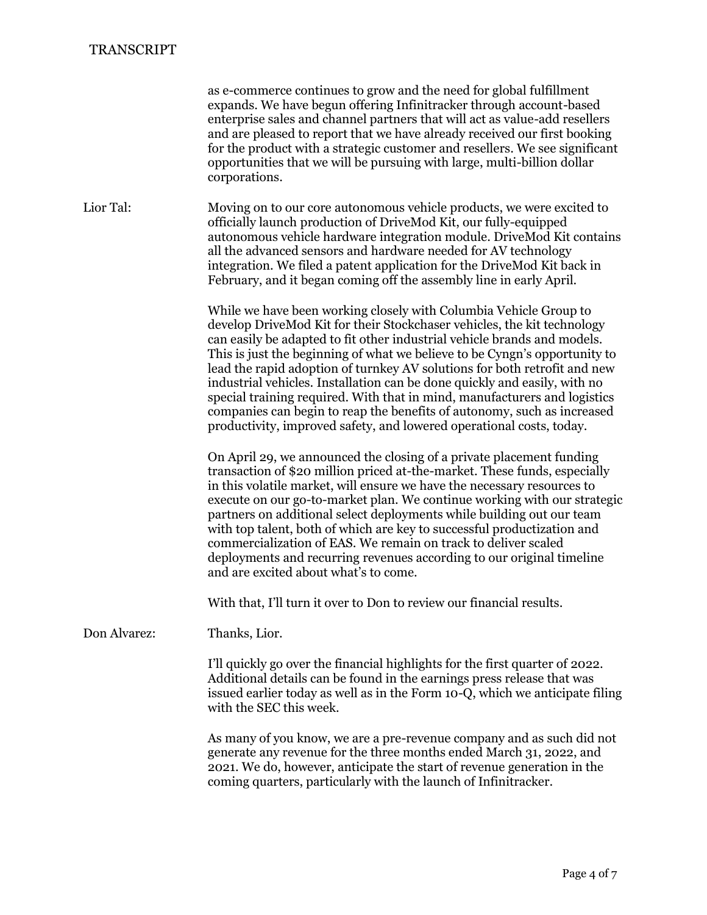as e-commerce continues to grow and the need for global fulfillment expands. We have begun offering Infinitracker through account-based enterprise sales and channel partners that will act as value-add resellers and are pleased to report that we have already received our first booking for the product with a strategic customer and resellers. We see significant opportunities that we will be pursuing with large, multi-billion dollar corporations.

**Lior Tal:** Moving on to our core autonomous vehicle products, we were excited to officially launch production of DriveMod Kit, our fully-equipped autonomous vehicle hardware integration module. DriveMod Kit contains all the advanced sensors and hardware needed for AV technology integration. We filed a patent application for the DriveMod Kit back in February, and it began coming off the assembly line in early April.

While we have been working closely with Columbia Vehicle Group to develop DriveMod Kit for their Stockchaser vehicles, the kit technology can easily be adapted to fit other industrial vehicle brands and models. This is just the beginning of what we believe to be Cyngn's opportunity to lead the rapid adoption of turnkey AV solutions for both retrofit and new industrial vehicles. Installation can be done quickly and easily, with no special training required. With that in mind, manufacturers and logistics companies can begin to reap the benefits of autonomy, such as increased productivity, improved safety, and lowered operational costs, today.

On April 29, we announced the closing of a private placement funding transaction of $20 million priced at-the-market. These funds, especially in this volatile market, will ensure we have the necessary resources to execute on our go-to-market plan. We continue working with our strategic partners on additional select deployments while building out our team with top talent, both of which are key to successful productization and commercialization of EAS. We remain on track to deliver scaled deployments and recurring revenues according to our original timeline and are excited about what's to come.

With that, I'll turn it over to Don to review our financial results.

**Don Alvarez:** Thanks, Lior.

I'll quickly go over the financial highlights for the first quarter of 2022. Additional details can be found in the earnings press release that was issued earlier today as well as in the Form 10-Q, which we anticipate filing with the SEC this week.

As many of you know, we are a pre-revenue company and as such did not generate any revenue for the three months ended March 31, 2022, and 2021. We do, however, anticipate the start of revenue generation in the coming quarters, particularly with the launch of Infinitracker.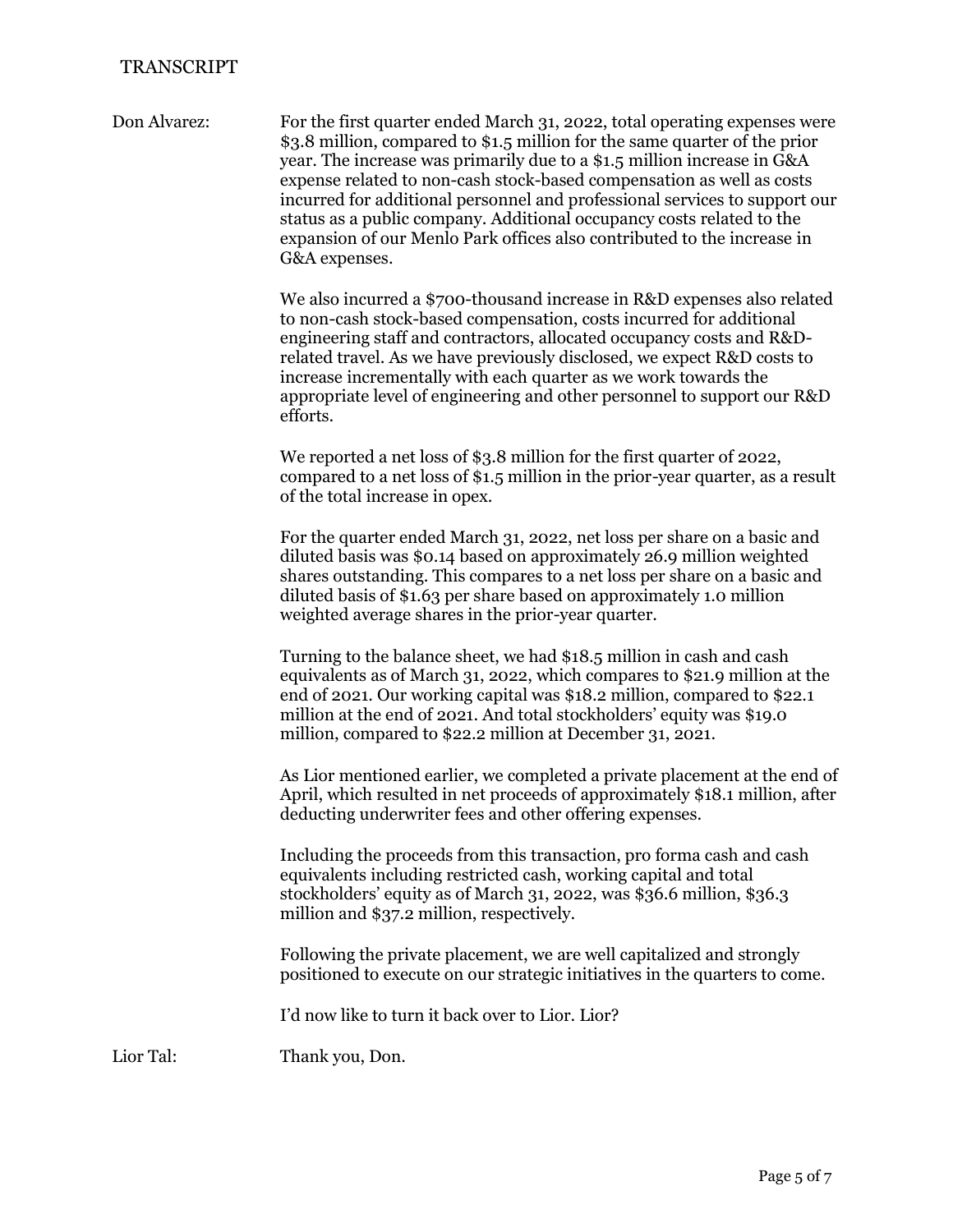TRANSCRIPT

**Don Alvarez:** For the first quarter ended March 31, 2022, total operating expenses were $3.8 million, compared to $1.5 million for the same quarter of the prior year. The increase was primarily due to a $1.5 million increase in G&A expense related to non-cash stock-based compensation as well as costs incurred for additional personnel and professional services to support our status as a public company. Additional occupancy costs related to the expansion of our Menlo Park offices also contributed to the increase in G&A expenses.

We also incurred a $700-thousand increase in R&D expenses also related to non-cash stock-based compensation, costs incurred for additional engineering staff and contractors, allocated occupancy costs and R&D-related travel. As we have previously disclosed, we expect R&D costs to increase incrementally with each quarter as we work towards the appropriate level of engineering and other personnel to support our R&D efforts.

We reported a net loss of $3.8 million for the first quarter of 2022, compared to a net loss of $1.5 million in the prior-year quarter, as a result of the total increase in opex.

For the quarter ended March 31, 2022, net loss per share on a basic and diluted basis was $0.14 based on approximately 26.9 million weighted shares outstanding. This compares to a net loss per share on a basic and diluted basis of $1.63 per share based on approximately 1.0 million weighted average shares in the prior-year quarter.

Turning to the balance sheet, we had $18.5 million in cash and cash equivalents as of March 31, 2022, which compares to $21.9 million at the end of 2021. Our working capital was $18.2 million, compared to $22.1 million at the end of 2021. And total stockholders' equity was $19.0 million, compared to $22.2 million at December 31, 2021.

As Lior mentioned earlier, we completed a private placement at the end of April, which resulted in net proceeds of approximately $18.1 million, after deducting underwriter fees and other offering expenses.

Including the proceeds from this transaction, pro forma cash and cash equivalents including restricted cash, working capital and total stockholders' equity as of March 31, 2022, was $36.6 million, $36.3 million and $37.2 million, respectively.

Following the private placement, we are well capitalized and strongly positioned to execute on our strategic initiatives in the quarters to come.

I'd now like to turn it back over to Lior. Lior?

**Lior Tal:** Thank you, Don.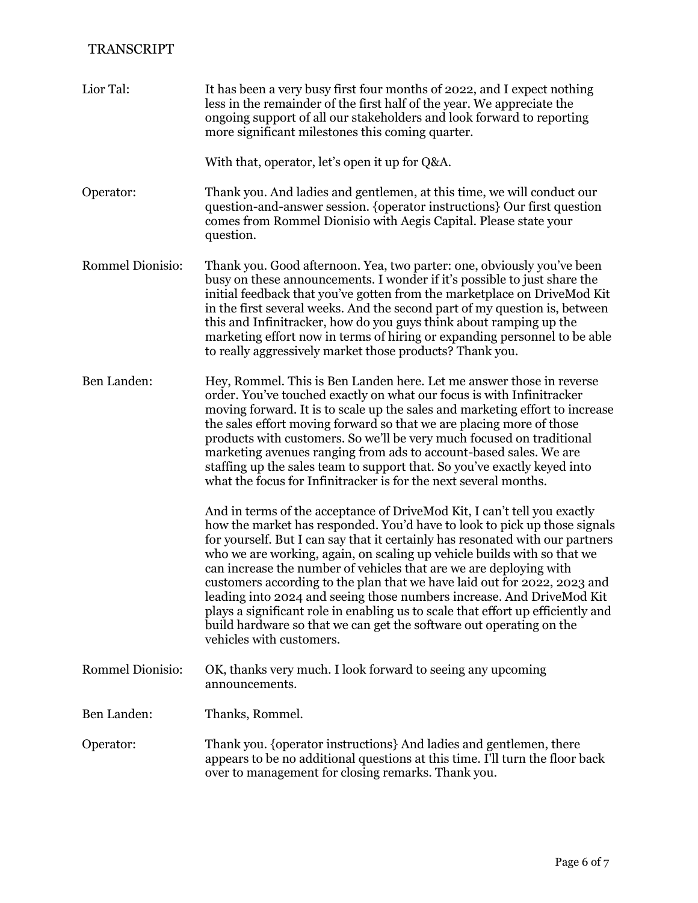TRANSCRIPT

**Lior Tal:** It has been a very busy first four months of 2022, and I expect nothing less in the remainder of the first half of the year. We appreciate the ongoing support of all our stakeholders and look forward to reporting more significant milestones this coming quarter.

With that, operator, let's open it up for Q&A.

**Operator:** Thank you. And ladies and gentlemen, at this time, we will conduct our question-and-answer session. {operator instructions} Our first question comes from Rommel Dionisio with Aegis Capital. Please state your question.

**Rommel Dionisio:** Thank you. Good afternoon. Yea, two parter: one, obviously you've been busy on these announcements. I wonder if it's possible to just share the initial feedback that you've gotten from the marketplace on DriveMod Kit in the first several weeks. And the second part of my question is, between this and Infinitracker, how do you guys think about ramping up the marketing effort now in terms of hiring or expanding personnel to be able to really aggressively market those products? Thank you.

**Ben Landen:** Hey, Rommel. This is Ben Landen here. Let me answer those in reverse order. You've touched exactly on what our focus is with Infinitracker moving forward. It is to scale up the sales and marketing effort to increase the sales effort moving forward so that we are placing more of those products with customers. So we'll be very much focused on traditional marketing avenues ranging from ads to account-based sales. We are staffing up the sales team to support that. So you've exactly keyed into what the focus for Infinitracker is for the next several months.

And in terms of the acceptance of DriveMod Kit, I can't tell you exactly how the market has responded. You'd have to look to pick up those signals for yourself. But I can say that it certainly has resonated with our partners who we are working, again, on scaling up vehicle builds with so that we can increase the number of vehicles that are we are deploying with customers according to the plan that we have laid out for 2022, 2023 and leading into 2024 and seeing those numbers increase. And DriveMod Kit plays a significant role in enabling us to scale that effort up efficiently and build hardware so that we can get the software out operating on the vehicles with customers.

**Rommel Dionisio:** OK, thanks very much. I look forward to seeing any upcoming announcements.

**Ben Landen:** Thanks, Rommel.

**Operator:** Thank you. {operator instructions} And ladies and gentlemen, there appears to be no additional questions at this time. I'll turn the floor back over to management for closing remarks. Thank you.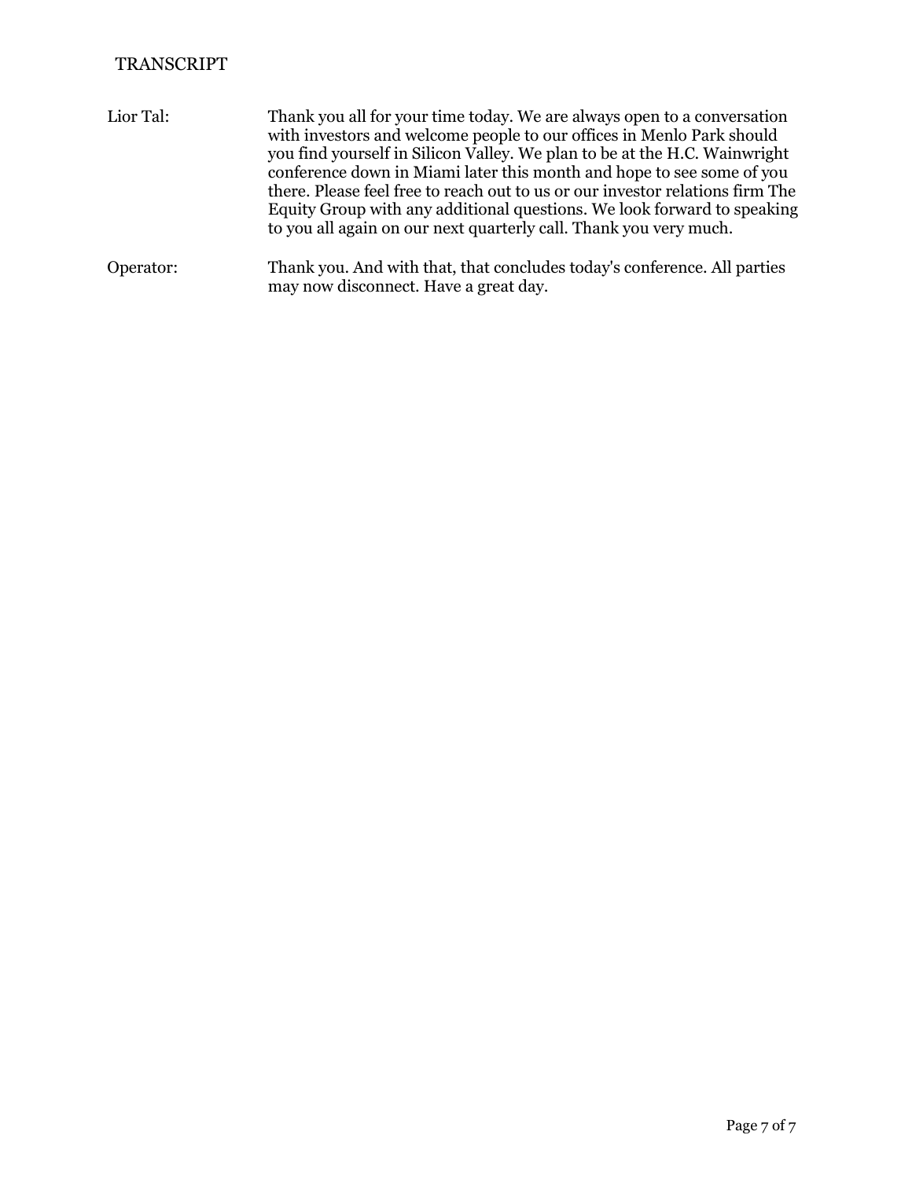TRANSCRIPT

**Lior Tal:** Thank you all for your time today. We are always open to a conversation with investors and welcome people to our offices in Menlo Park should you find yourself in Silicon Valley. We plan to be at the H.C. Wainwright conference down in Miami later this month and hope to see some of you there. Please feel free to reach out to us or our investor relations firm The Equity Group with any additional questions. We look forward to speaking to you all again on our next quarterly call. Thank you very much.

**Operator:** Thank you. And with that, that concludes today's conference. All parties may now disconnect. Have a great day.